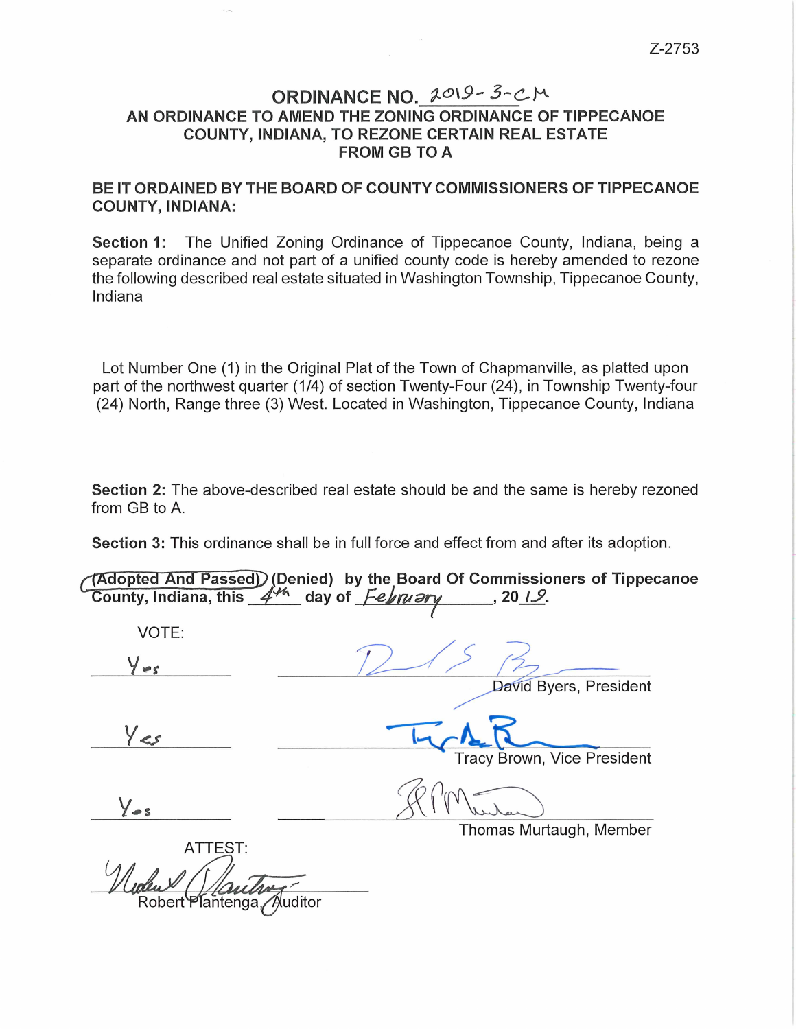Z-2753

# ORDINANCE NO. 2019-3-CM

## AN ORDINANCE TO AMEND THE ZONING ORDINANCE OF TIPPECANOE COUNTY, INDIANA, TO REZONE CERTAIN REAL ESTATE FROM GB TO A

**BE IT ORDAINED BY THE BOARD OF COUNTY COMMISSIONERS OF TIPPECANOE COUNTY, INDIANA:**

**Section 1:** The Unified Zoning Ordinance of Tippecanoe County, Indiana, being a separate ordinance and not part of a unified county code is hereby amended to rezone the following described real estate situated in Washington Township, Tippecanoe County, Indiana

Lot Number One (1) in the Original Plat of the Town of Chapmanville, as platted upon part of the northwest quarter (1/4) of section Twenty-Four (24), in Township Twenty-four (24) North, Range three (3) West. Located in Washington, Tippecanoe County, Indiana

**Section 2:** The above-described real estate should be and the same is hereby rezoned from GB to A.

**Section 3:** This ordinance shall be in full force and effect from and after its adoption.

**(Adopted And Passed) (Denied) by the Board Of Commissioners of Tippecanoe County, Indiana, this 4th day of February, 2019.**

VOTE:

Yes ______ David Byers, President

Yes ______ Tracy Brown, Vice President

Yes ______ Thomas Murtaugh, Member

ATTEST:

______ Robert Plantenga, Auditor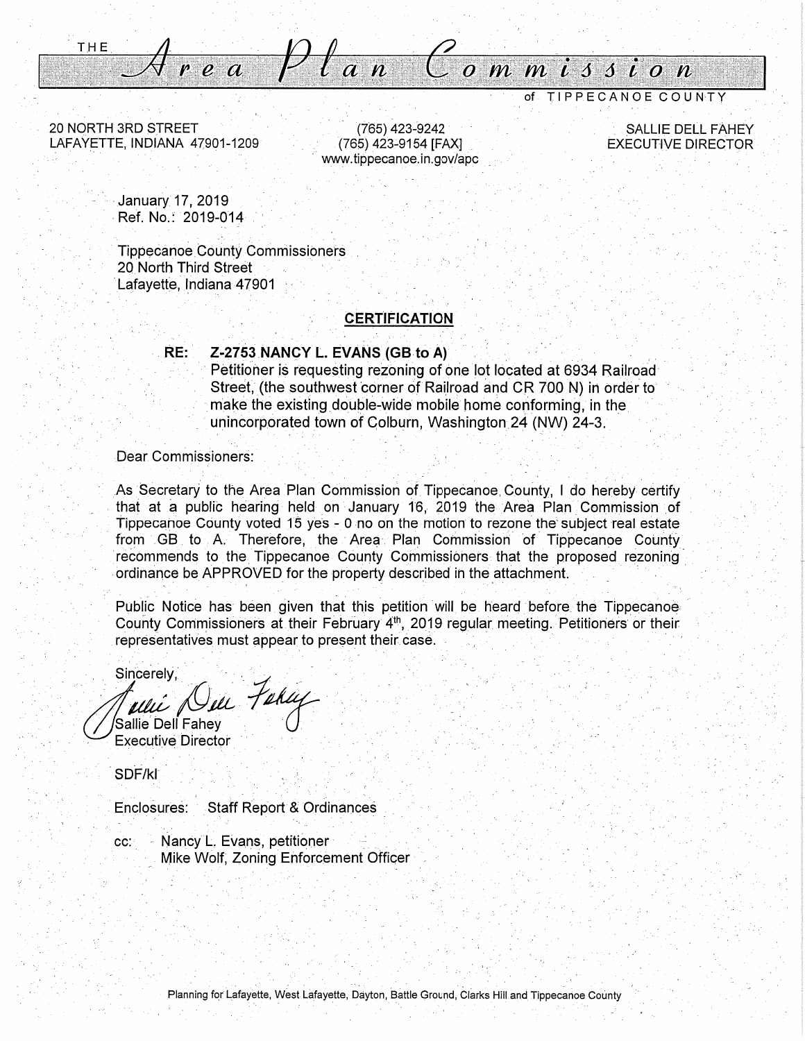THE *Area Plan Commission* of TIPPECANOE COUNTY

20 NORTH 3RD STREET
LAFAYETTE, INDIANA 47901-1209

(765) 423-9242
(765) 423-9154 [FAX]
www.tippecanoe.in.gov/apc

SALLIE DELL FAHEY
EXECUTIVE DIRECTOR

January 17, 2019
Ref. No.: 2019-014

Tippecanoe County Commissioners
20 North Third Street
Lafayette, Indiana 47901

## CERTIFICATION

**RE: Z-2753 NANCY L. EVANS (GB to A)**
Petitioner is requesting rezoning of one lot located at 6934 Railroad Street, (the southwest corner of Railroad and CR 700 N) in order to make the existing double-wide mobile home conforming, in the unincorporated town of Colburn, Washington 24 (NW) 24-3.

Dear Commissioners:

As Secretary to the Area Plan Commission of Tippecanoe County, I do hereby certify that at a public hearing held on January 16, 2019 the Area Plan Commission of Tippecanoe County voted 15 yes - 0 no on the motion to rezone the subject real estate from GB to A. Therefore, the Area Plan Commission of Tippecanoe County recommends to the Tippecanoe County Commissioners that the proposed rezoning ordinance be APPROVED for the property described in the attachment.

Public Notice has been given that this petition will be heard before the Tippecanoe County Commissioners at their February 4th, 2019 regular meeting. Petitioners or their representatives must appear to present their case.

Sincerely,

Sallie Dell Fahey
Executive Director

SDF/kl

Enclosures: Staff Report & Ordinances

cc: Nancy L. Evans, petitioner
Mike Wolf, Zoning Enforcement Officer

Planning for Lafayette, West Lafayette, Dayton, Battle Ground, Clarks Hill and Tippecanoe County